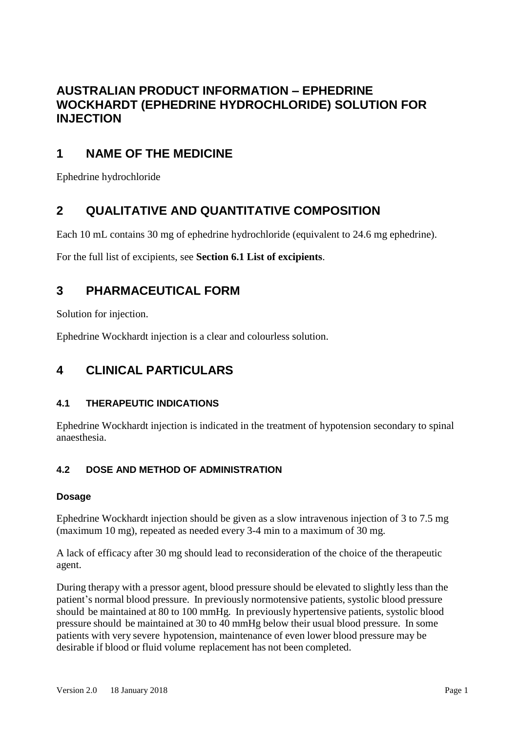# AUSTRALIAN PRODUCT INFORMATION – EPHEDRINE WOCKHARDT (EPHEDRINE HYDROCHLORIDE) SOLUTION FOR INJECTION

## 1 NAME OF THE MEDICINE

Ephedrine hydrochloride

## 2 QUALITATIVE AND QUANTITATIVE COMPOSITION

Each 10 mL contains 30 mg of ephedrine hydrochloride (equivalent to 24.6 mg ephedrine).

For the full list of excipients, see **Section 6.1 List of excipients**.

## 3 PHARMACEUTICAL FORM

Solution for injection.

Ephedrine Wockhardt injection is a clear and colourless solution.

## 4 CLINICAL PARTICULARS

### 4.1 THERAPEUTIC INDICATIONS

Ephedrine Wockhardt injection is indicated in the treatment of hypotension secondary to spinal anaesthesia.

### 4.2 DOSE AND METHOD OF ADMINISTRATION

#### Dosage

Ephedrine Wockhardt injection should be given as a slow intravenous injection of 3 to 7.5 mg (maximum 10 mg), repeated as needed every 3-4 min to a maximum of 30 mg.

A lack of efficacy after 30 mg should lead to reconsideration of the choice of the therapeutic agent.

During therapy with a pressor agent, blood pressure should be elevated to slightly less than the patient's normal blood pressure. In previously normotensive patients, systolic blood pressure should be maintained at 80 to 100 mmHg. In previously hypertensive patients, systolic blood pressure should be maintained at 30 to 40 mmHg below their usual blood pressure. In some patients with very severe hypotension, maintenance of even lower blood pressure may be desirable if blood or fluid volume replacement has not been completed.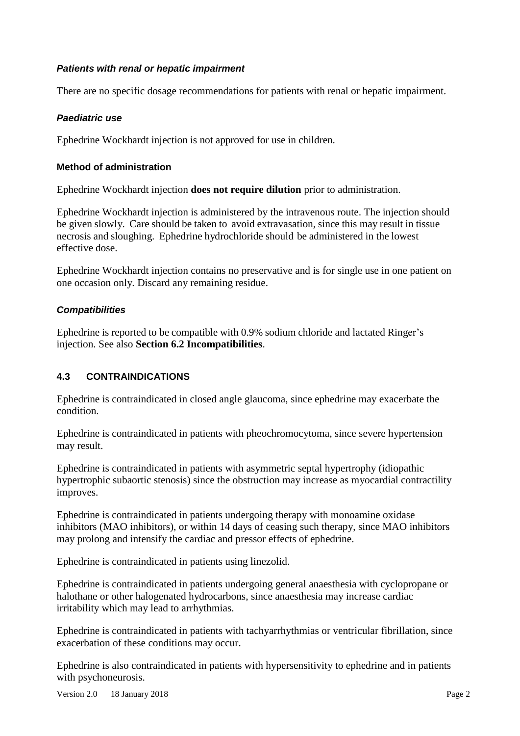### *Patients with renal or hepatic impairment*

There are no specific dosage recommendations for patients with renal or hepatic impairment.

### *Paediatric use*

Ephedrine Wockhardt injection is not approved for use in children.

### Method of administration

Ephedrine Wockhardt injection **does not require dilution** prior to administration.

Ephedrine Wockhardt injection is administered by the intravenous route. The injection should be given slowly. Care should be taken to avoid extravasation, since this may result in tissue necrosis and sloughing. Ephedrine hydrochloride should be administered in the lowest effective dose.

Ephedrine Wockhardt injection contains no preservative and is for single use in one patient on one occasion only. Discard any remaining residue.

### *Compatibilities*

Ephedrine is reported to be compatible with 0.9% sodium chloride and lactated Ringer's injection. See also **Section 6.2 Incompatibilities**.

## 4.3 CONTRAINDICATIONS

Ephedrine is contraindicated in closed angle glaucoma, since ephedrine may exacerbate the condition.

Ephedrine is contraindicated in patients with pheochromocytoma, since severe hypertension may result.

Ephedrine is contraindicated in patients with asymmetric septal hypertrophy (idiopathic hypertrophic subaortic stenosis) since the obstruction may increase as myocardial contractility improves.

Ephedrine is contraindicated in patients undergoing therapy with monoamine oxidase inhibitors (MAO inhibitors), or within 14 days of ceasing such therapy, since MAO inhibitors may prolong and intensify the cardiac and pressor effects of ephedrine.

Ephedrine is contraindicated in patients using linezolid.

Ephedrine is contraindicated in patients undergoing general anaesthesia with cyclopropane or halothane or other halogenated hydrocarbons, since anaesthesia may increase cardiac irritability which may lead to arrhythmias.

Ephedrine is contraindicated in patients with tachyarrhythmias or ventricular fibrillation, since exacerbation of these conditions may occur.

Ephedrine is also contraindicated in patients with hypersensitivity to ephedrine and in patients with psychoneurosis.

Version 2.0 18 January 2018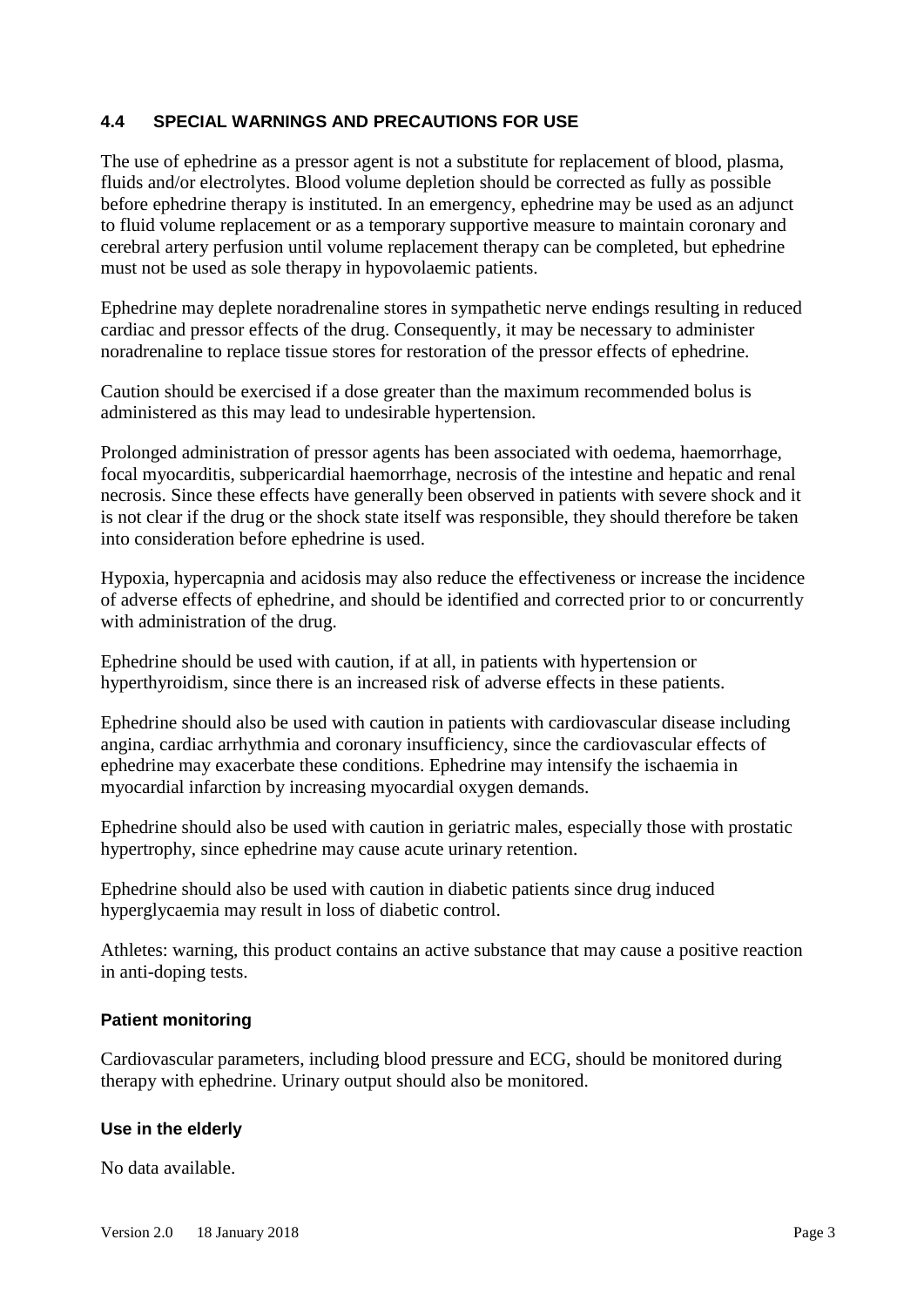## 4.4 SPECIAL WARNINGS AND PRECAUTIONS FOR USE

The use of ephedrine as a pressor agent is not a substitute for replacement of blood, plasma, fluids and/or electrolytes. Blood volume depletion should be corrected as fully as possible before ephedrine therapy is instituted. In an emergency, ephedrine may be used as an adjunct to fluid volume replacement or as a temporary supportive measure to maintain coronary and cerebral artery perfusion until volume replacement therapy can be completed, but ephedrine must not be used as sole therapy in hypovolaemic patients.

Ephedrine may deplete noradrenaline stores in sympathetic nerve endings resulting in reduced cardiac and pressor effects of the drug. Consequently, it may be necessary to administer noradrenaline to replace tissue stores for restoration of the pressor effects of ephedrine.

Caution should be exercised if a dose greater than the maximum recommended bolus is administered as this may lead to undesirable hypertension.

Prolonged administration of pressor agents has been associated with oedema, haemorrhage, focal myocarditis, subpericardial haemorrhage, necrosis of the intestine and hepatic and renal necrosis. Since these effects have generally been observed in patients with severe shock and it is not clear if the drug or the shock state itself was responsible, they should therefore be taken into consideration before ephedrine is used.

Hypoxia, hypercapnia and acidosis may also reduce the effectiveness or increase the incidence of adverse effects of ephedrine, and should be identified and corrected prior to or concurrently with administration of the drug.

Ephedrine should be used with caution, if at all, in patients with hypertension or hyperthyroidism, since there is an increased risk of adverse effects in these patients.

Ephedrine should also be used with caution in patients with cardiovascular disease including angina, cardiac arrhythmia and coronary insufficiency, since the cardiovascular effects of ephedrine may exacerbate these conditions. Ephedrine may intensify the ischaemia in myocardial infarction by increasing myocardial oxygen demands.

Ephedrine should also be used with caution in geriatric males, especially those with prostatic hypertrophy, since ephedrine may cause acute urinary retention.

Ephedrine should also be used with caution in diabetic patients since drug induced hyperglycaemia may result in loss of diabetic control.

Athletes: warning, this product contains an active substance that may cause a positive reaction in anti-doping tests.

### Patient monitoring

Cardiovascular parameters, including blood pressure and ECG, should be monitored during therapy with ephedrine. Urinary output should also be monitored.

### Use in the elderly

No data available.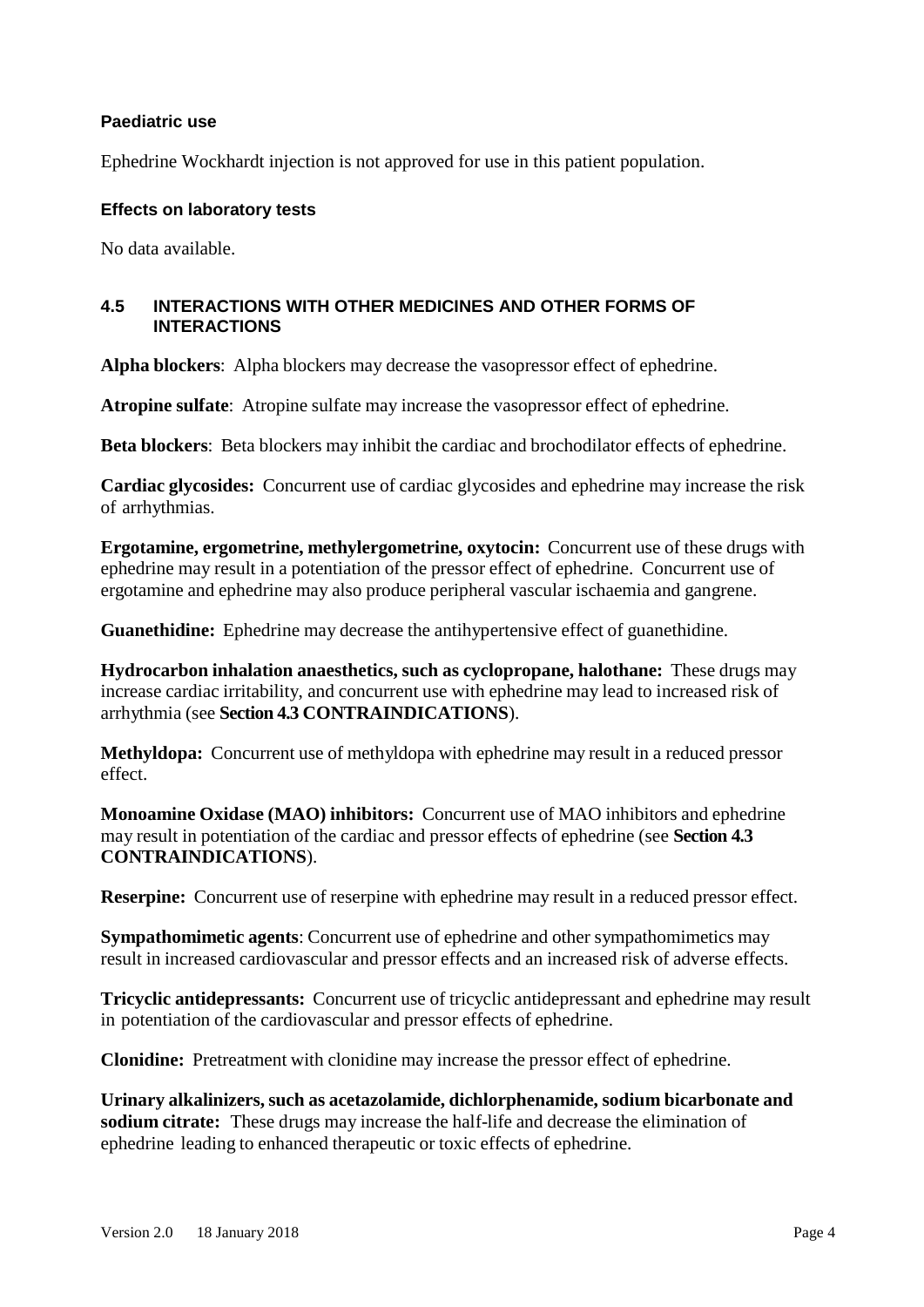### Paediatric use

Ephedrine Wockhardt injection is not approved for use in this patient population.

### Effects on laboratory tests

No data available.

## 4.5 INTERACTIONS WITH OTHER MEDICINES AND OTHER FORMS OF INTERACTIONS

**Alpha blockers**: Alpha blockers may decrease the vasopressor effect of ephedrine.

**Atropine sulfate**: Atropine sulfate may increase the vasopressor effect of ephedrine.

**Beta blockers**: Beta blockers may inhibit the cardiac and brochodilator effects of ephedrine.

**Cardiac glycosides:** Concurrent use of cardiac glycosides and ephedrine may increase the risk of arrhythmias.

**Ergotamine, ergometrine, methylergometrine, oxytocin:** Concurrent use of these drugs with ephedrine may result in a potentiation of the pressor effect of ephedrine. Concurrent use of ergotamine and ephedrine may also produce peripheral vascular ischaemia and gangrene.

**Guanethidine:** Ephedrine may decrease the antihypertensive effect of guanethidine.

**Hydrocarbon inhalation anaesthetics, such as cyclopropane, halothane:** These drugs may increase cardiac irritability, and concurrent use with ephedrine may lead to increased risk of arrhythmia (see **Section 4.3 CONTRAINDICATIONS**).

**Methyldopa:** Concurrent use of methyldopa with ephedrine may result in a reduced pressor effect.

**Monoamine Oxidase (MAO) inhibitors:** Concurrent use of MAO inhibitors and ephedrine may result in potentiation of the cardiac and pressor effects of ephedrine (see **Section 4.3 CONTRAINDICATIONS**).

**Reserpine:** Concurrent use of reserpine with ephedrine may result in a reduced pressor effect.

**Sympathomimetic agents**: Concurrent use of ephedrine and other sympathomimetics may result in increased cardiovascular and pressor effects and an increased risk of adverse effects.

**Tricyclic antidepressants:** Concurrent use of tricyclic antidepressant and ephedrine may result in potentiation of the cardiovascular and pressor effects of ephedrine.

**Clonidine:** Pretreatment with clonidine may increase the pressor effect of ephedrine.

**Urinary alkalinizers, such as acetazolamide, dichlorphenamide, sodium bicarbonate and sodium citrate:** These drugs may increase the half-life and decrease the elimination of ephedrine leading to enhanced therapeutic or toxic effects of ephedrine.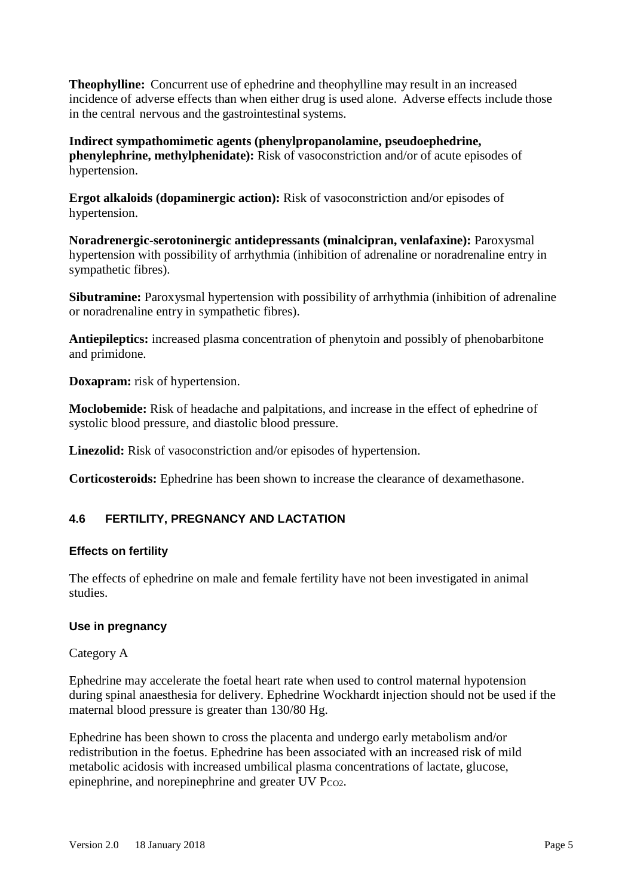**Theophylline:** Concurrent use of ephedrine and theophylline may result in an increased incidence of adverse effects than when either drug is used alone. Adverse effects include those in the central nervous and the gastrointestinal systems.

**Indirect sympathomimetic agents (phenylpropanolamine, pseudoephedrine, phenylephrine, methylphenidate):** Risk of vasoconstriction and/or of acute episodes of hypertension.

**Ergot alkaloids (dopaminergic action):** Risk of vasoconstriction and/or episodes of hypertension.

**Noradrenergic-serotoninergic antidepressants (minalcipran, venlafaxine):** Paroxysmal hypertension with possibility of arrhythmia (inhibition of adrenaline or noradrenaline entry in sympathetic fibres).

**Sibutramine:** Paroxysmal hypertension with possibility of arrhythmia (inhibition of adrenaline or noradrenaline entry in sympathetic fibres).

**Antiepileptics:** increased plasma concentration of phenytoin and possibly of phenobarbitone and primidone.

**Doxapram:** risk of hypertension.

**Moclobemide:** Risk of headache and palpitations, and increase in the effect of ephedrine of systolic blood pressure, and diastolic blood pressure.

**Linezolid:** Risk of vasoconstriction and/or episodes of hypertension.

**Corticosteroids:** Ephedrine has been shown to increase the clearance of dexamethasone.

## 4.6 FERTILITY, PREGNANCY AND LACTATION

### Effects on fertility

The effects of ephedrine on male and female fertility have not been investigated in animal studies.

### Use in pregnancy

Category A

Ephedrine may accelerate the foetal heart rate when used to control maternal hypotension during spinal anaesthesia for delivery. Ephedrine Wockhardt injection should not be used if the maternal blood pressure is greater than 130/80 Hg.

Ephedrine has been shown to cross the placenta and undergo early metabolism and/or redistribution in the foetus. Ephedrine has been associated with an increased risk of mild metabolic acidosis with increased umbilical plasma concentrations of lactate, glucose, epinephrine, and norepinephrine and greater UV $P_{CO2}$.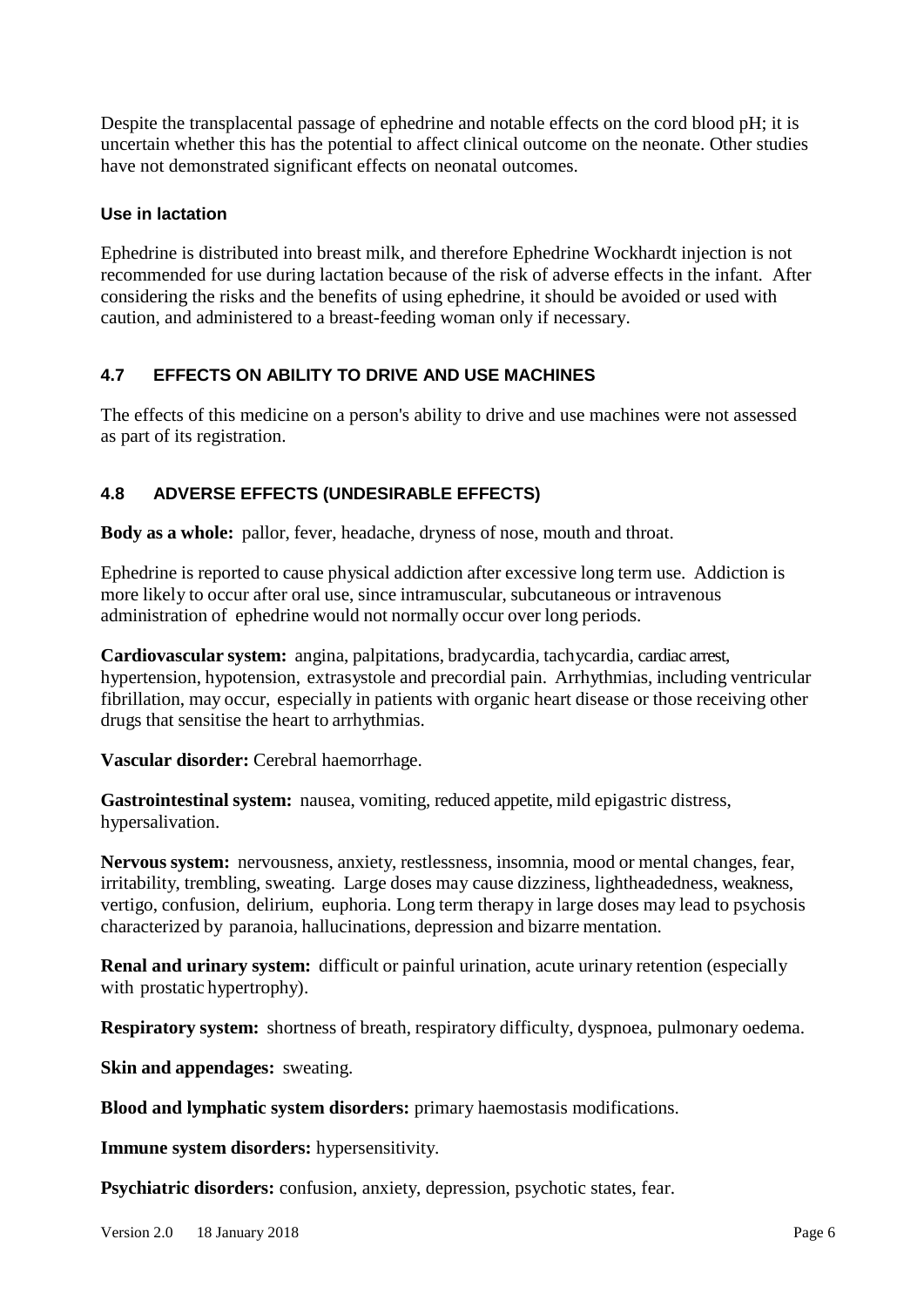Despite the transplacental passage of ephedrine and notable effects on the cord blood pH; it is uncertain whether this has the potential to affect clinical outcome on the neonate. Other studies have not demonstrated significant effects on neonatal outcomes.

### Use in lactation

Ephedrine is distributed into breast milk, and therefore Ephedrine Wockhardt injection is not recommended for use during lactation because of the risk of adverse effects in the infant. After considering the risks and the benefits of using ephedrine, it should be avoided or used with caution, and administered to a breast-feeding woman only if necessary.

## 4.7 EFFECTS ON ABILITY TO DRIVE AND USE MACHINES

The effects of this medicine on a person's ability to drive and use machines were not assessed as part of its registration.

## 4.8 ADVERSE EFFECTS (UNDESIRABLE EFFECTS)

**Body as a whole:** pallor, fever, headache, dryness of nose, mouth and throat.

Ephedrine is reported to cause physical addiction after excessive long term use. Addiction is more likely to occur after oral use, since intramuscular, subcutaneous or intravenous administration of ephedrine would not normally occur over long periods.

**Cardiovascular system:** angina, palpitations, bradycardia, tachycardia, cardiac arrest, hypertension, hypotension, extrasystole and precordial pain. Arrhythmias, including ventricular fibrillation, may occur, especially in patients with organic heart disease or those receiving other drugs that sensitise the heart to arrhythmias.

**Vascular disorder:** Cerebral haemorrhage.

**Gastrointestinal system:** nausea, vomiting, reduced appetite, mild epigastric distress, hypersalivation.

**Nervous system:** nervousness, anxiety, restlessness, insomnia, mood or mental changes, fear, irritability, trembling, sweating. Large doses may cause dizziness, lightheadedness, weakness, vertigo, confusion, delirium, euphoria. Long term therapy in large doses may lead to psychosis characterized by paranoia, hallucinations, depression and bizarre mentation.

**Renal and urinary system:** difficult or painful urination, acute urinary retention (especially with prostatic hypertrophy).

**Respiratory system:** shortness of breath, respiratory difficulty, dyspnoea, pulmonary oedema.

**Skin and appendages:** sweating.

**Blood and lymphatic system disorders:** primary haemostasis modifications.

**Immune system disorders:** hypersensitivity.

**Psychiatric disorders:** confusion, anxiety, depression, psychotic states, fear.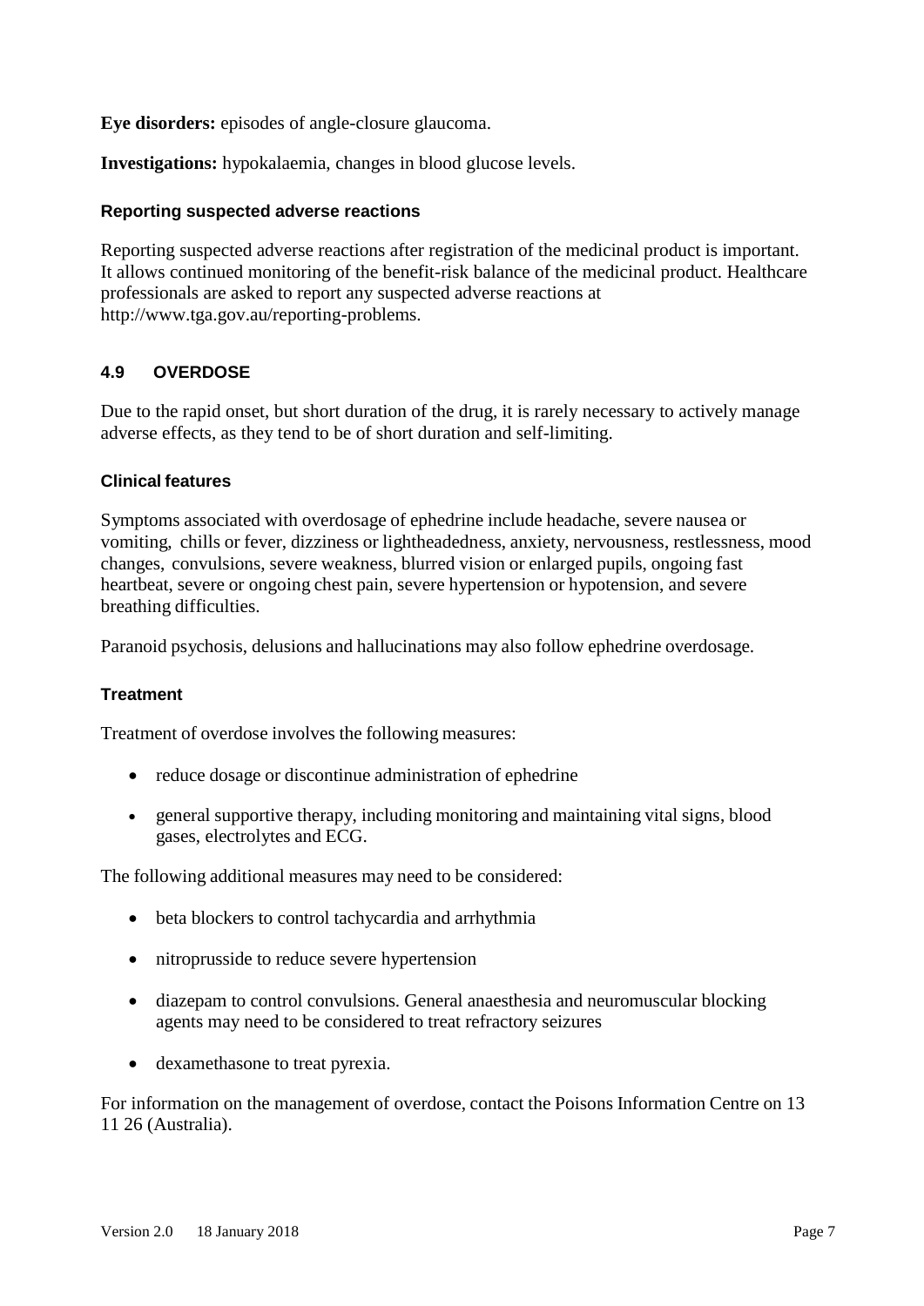**Eye disorders:** episodes of angle-closure glaucoma.

**Investigations:** hypokalaemia, changes in blood glucose levels.

### Reporting suspected adverse reactions

Reporting suspected adverse reactions after registration of the medicinal product is important. It allows continued monitoring of the benefit-risk balance of the medicinal product. Healthcare professionals are asked to report any suspected adverse reactions at http://www.tga.gov.au/reporting-problems.

## 4.9 OVERDOSE

Due to the rapid onset, but short duration of the drug, it is rarely necessary to actively manage adverse effects, as they tend to be of short duration and self-limiting.

### Clinical features

Symptoms associated with overdosage of ephedrine include headache, severe nausea or vomiting, chills or fever, dizziness or lightheadedness, anxiety, nervousness, restlessness, mood changes, convulsions, severe weakness, blurred vision or enlarged pupils, ongoing fast heartbeat, severe or ongoing chest pain, severe hypertension or hypotension, and severe breathing difficulties.

Paranoid psychosis, delusions and hallucinations may also follow ephedrine overdosage.

### Treatment

Treatment of overdose involves the following measures:

- reduce dosage or discontinue administration of ephedrine
- general supportive therapy, including monitoring and maintaining vital signs, blood gases, electrolytes and ECG.

The following additional measures may need to be considered:

- beta blockers to control tachycardia and arrhythmia
- nitroprusside to reduce severe hypertension
- diazepam to control convulsions. General anaesthesia and neuromuscular blocking agents may need to be considered to treat refractory seizures
- dexamethasone to treat pyrexia.

For information on the management of overdose, contact the Poisons Information Centre on 13 11 26 (Australia).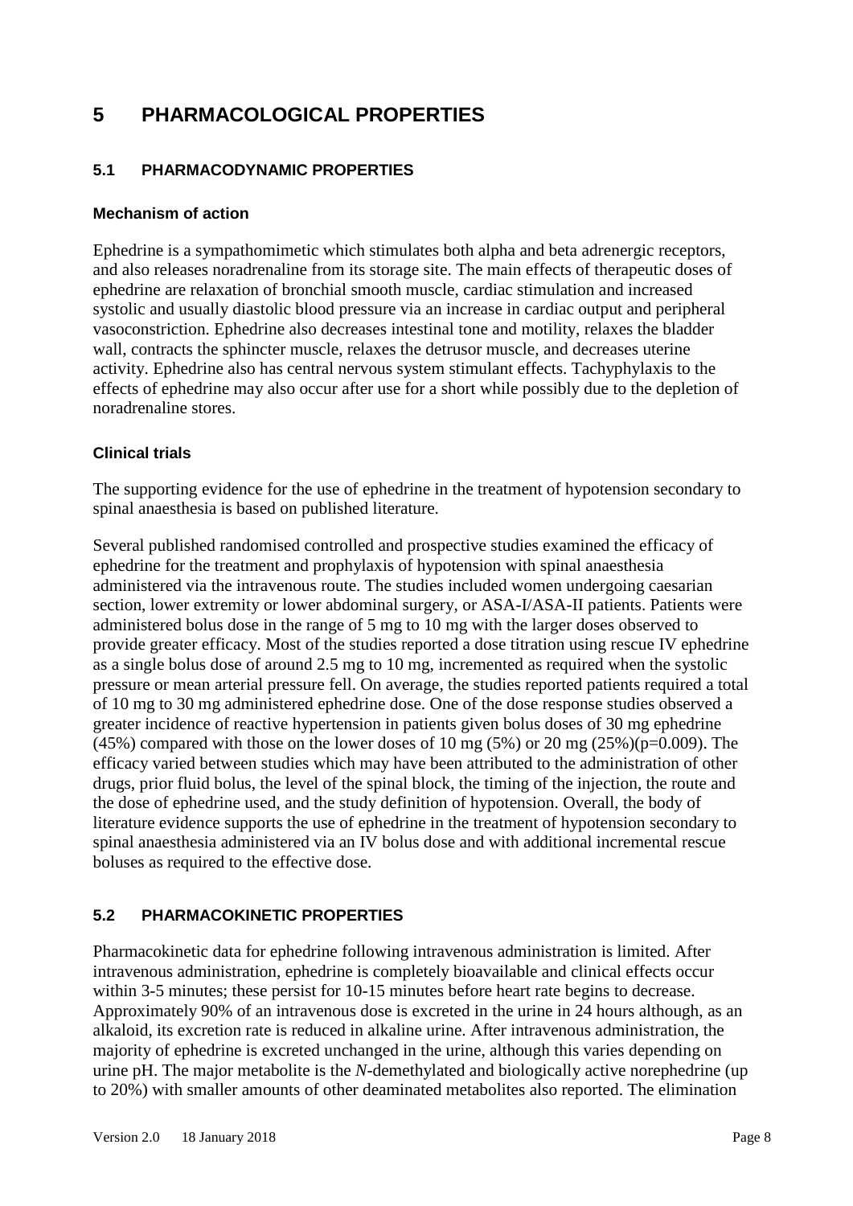# 5 PHARMACOLOGICAL PROPERTIES

## 5.1 PHARMACODYNAMIC PROPERTIES

### Mechanism of action

Ephedrine is a sympathomimetic which stimulates both alpha and beta adrenergic receptors, and also releases noradrenaline from its storage site. The main effects of therapeutic doses of ephedrine are relaxation of bronchial smooth muscle, cardiac stimulation and increased systolic and usually diastolic blood pressure via an increase in cardiac output and peripheral vasoconstriction. Ephedrine also decreases intestinal tone and motility, relaxes the bladder wall, contracts the sphincter muscle, relaxes the detrusor muscle, and decreases uterine activity. Ephedrine also has central nervous system stimulant effects. Tachyphylaxis to the effects of ephedrine may also occur after use for a short while possibly due to the depletion of noradrenaline stores.

### Clinical trials

The supporting evidence for the use of ephedrine in the treatment of hypotension secondary to spinal anaesthesia is based on published literature.

Several published randomised controlled and prospective studies examined the efficacy of ephedrine for the treatment and prophylaxis of hypotension with spinal anaesthesia administered via the intravenous route. The studies included women undergoing caesarian section, lower extremity or lower abdominal surgery, or ASA-I/ASA-II patients. Patients were administered bolus dose in the range of 5 mg to 10 mg with the larger doses observed to provide greater efficacy. Most of the studies reported a dose titration using rescue IV ephedrine as a single bolus dose of around 2.5 mg to 10 mg, incremented as required when the systolic pressure or mean arterial pressure fell. On average, the studies reported patients required a total of 10 mg to 30 mg administered ephedrine dose. One of the dose response studies observed a greater incidence of reactive hypertension in patients given bolus doses of 30 mg ephedrine (45%) compared with those on the lower doses of 10 mg (5%) or 20 mg (25%)($p=0.009$). The efficacy varied between studies which may have been attributed to the administration of other drugs, prior fluid bolus, the level of the spinal block, the timing of the injection, the route and the dose of ephedrine used, and the study definition of hypotension. Overall, the body of literature evidence supports the use of ephedrine in the treatment of hypotension secondary to spinal anaesthesia administered via an IV bolus dose and with additional incremental rescue boluses as required to the effective dose.

## 5.2 PHARMACOKINETIC PROPERTIES

Pharmacokinetic data for ephedrine following intravenous administration is limited. After intravenous administration, ephedrine is completely bioavailable and clinical effects occur within 3-5 minutes; these persist for 10-15 minutes before heart rate begins to decrease. Approximately 90% of an intravenous dose is excreted in the urine in 24 hours although, as an alkaloid, its excretion rate is reduced in alkaline urine. After intravenous administration, the majority of ephedrine is excreted unchanged in the urine, although this varies depending on urine pH. The major metabolite is the *N*-demethylated and biologically active norephedrine (up to 20%) with smaller amounts of other deaminated metabolites also reported. The elimination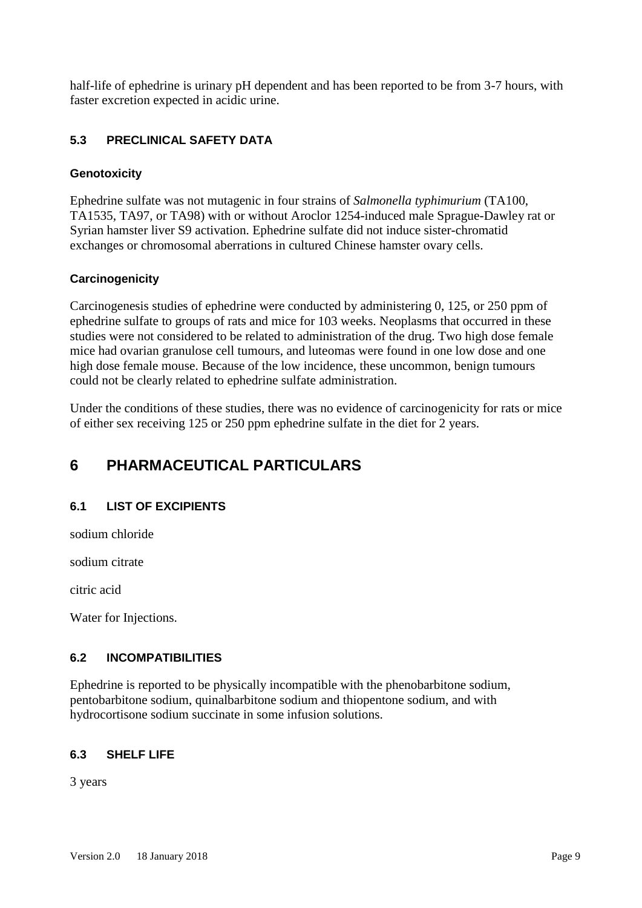half-life of ephedrine is urinary pH dependent and has been reported to be from 3-7 hours, with faster excretion expected in acidic urine.

### 5.3 PRECLINICAL SAFETY DATA

#### Genotoxicity

Ephedrine sulfate was not mutagenic in four strains of *Salmonella typhimurium* (TA100, TA1535, TA97, or TA98) with or without Aroclor 1254-induced male Sprague-Dawley rat or Syrian hamster liver S9 activation. Ephedrine sulfate did not induce sister-chromatid exchanges or chromosomal aberrations in cultured Chinese hamster ovary cells.

#### Carcinogenicity

Carcinogenesis studies of ephedrine were conducted by administering 0, 125, or 250 ppm of ephedrine sulfate to groups of rats and mice for 103 weeks. Neoplasms that occurred in these studies were not considered to be related to administration of the drug. Two high dose female mice had ovarian granulose cell tumours, and luteomas were found in one low dose and one high dose female mouse. Because of the low incidence, these uncommon, benign tumours could not be clearly related to ephedrine sulfate administration.

Under the conditions of these studies, there was no evidence of carcinogenicity for rats or mice of either sex receiving 125 or 250 ppm ephedrine sulfate in the diet for 2 years.

## 6 PHARMACEUTICAL PARTICULARS

### 6.1 LIST OF EXCIPIENTS

sodium chloride

sodium citrate

citric acid

Water for Injections.

### 6.2 INCOMPATIBILITIES

Ephedrine is reported to be physically incompatible with the phenobarbitone sodium, pentobarbitone sodium, quinalbarbitone sodium and thiopentone sodium, and with hydrocortisone sodium succinate in some infusion solutions.

### 6.3 SHELF LIFE

3 years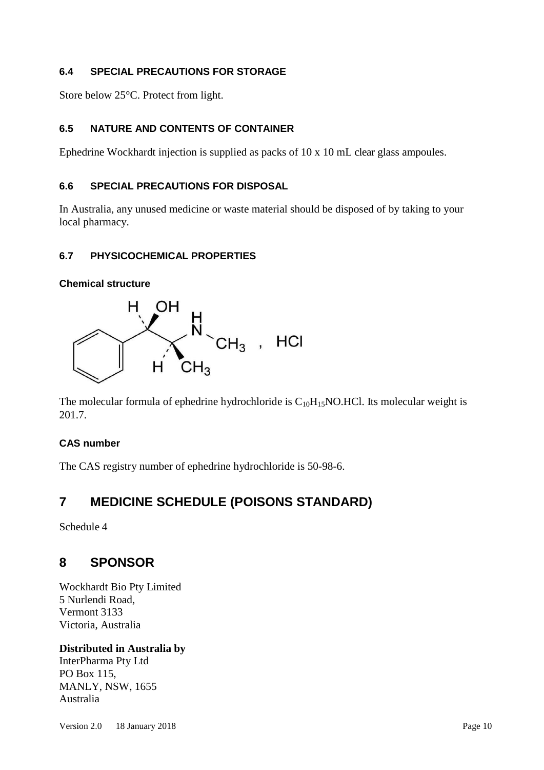### 6.4 SPECIAL PRECAUTIONS FOR STORAGE

Store below 25°C. Protect from light.

### 6.5 NATURE AND CONTENTS OF CONTAINER

Ephedrine Wockhardt injection is supplied as packs of 10 x 10 mL clear glass ampoules.

### 6.6 SPECIAL PRECAUTIONS FOR DISPOSAL

In Australia, any unused medicine or waste material should be disposed of by taking to your local pharmacy.

### 6.7 PHYSICOCHEMICAL PROPERTIES

**Chemical structure**

The molecular formula of ephedrine hydrochloride is $C_{10}H_{15}NO.HCl$. Its molecular weight is 201.7.

**CAS number**

The CAS registry number of ephedrine hydrochloride is 50-98-6.

## 7 MEDICINE SCHEDULE (POISONS STANDARD)

Schedule 4

## 8 SPONSOR

Wockhardt Bio Pty Limited
5 Nurlendi Road,
Vermont 3133
Victoria, Australia

**Distributed in Australia by**
InterPharma Pty Ltd
PO Box 115,
MANLY, NSW, 1655
Australia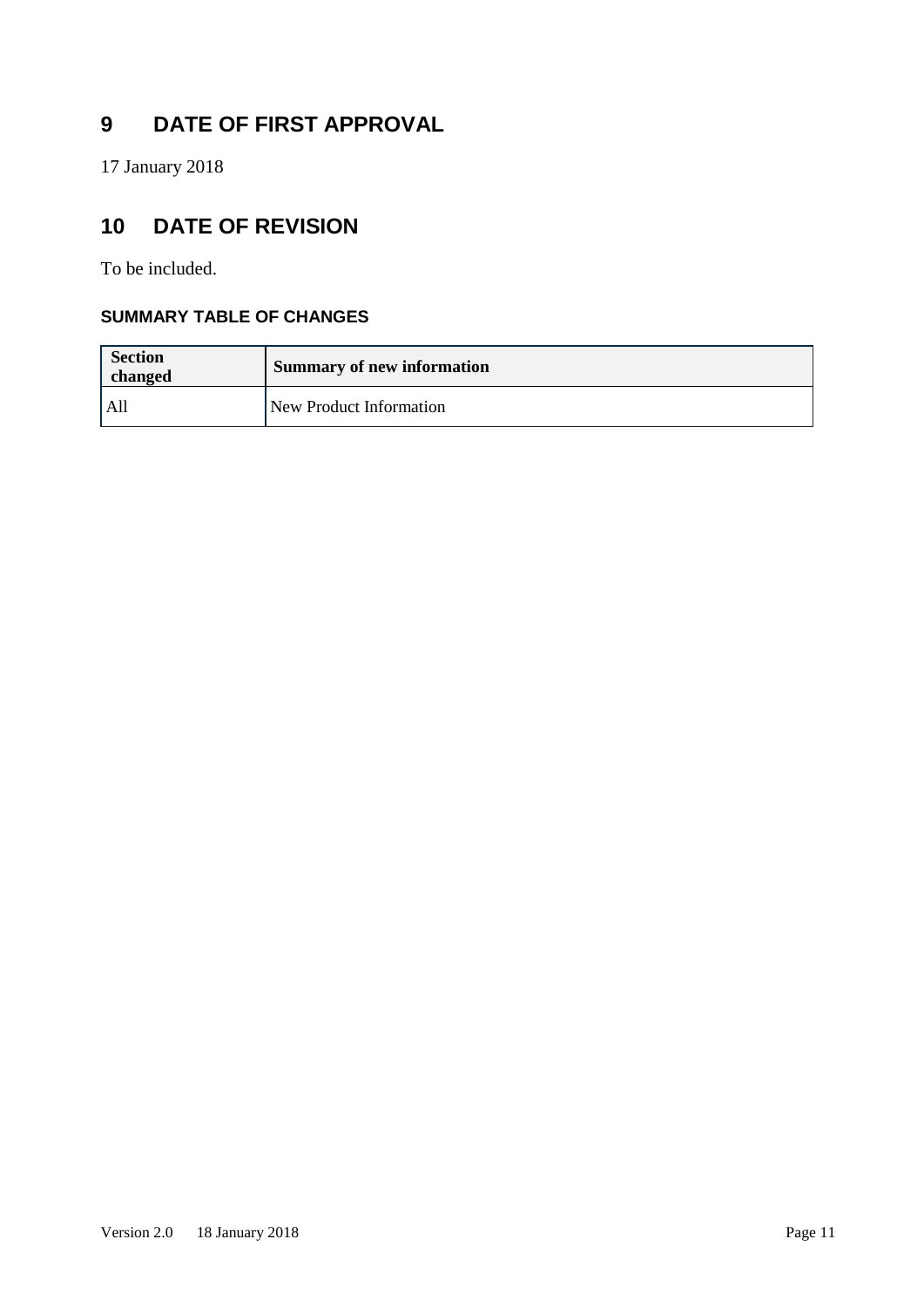## 9 DATE OF FIRST APPROVAL

17 January 2018

## 10 DATE OF REVISION

To be included.

### SUMMARY TABLE OF CHANGES

| Section changed | Summary of new information |
|---|---|
| All | New Product Information |